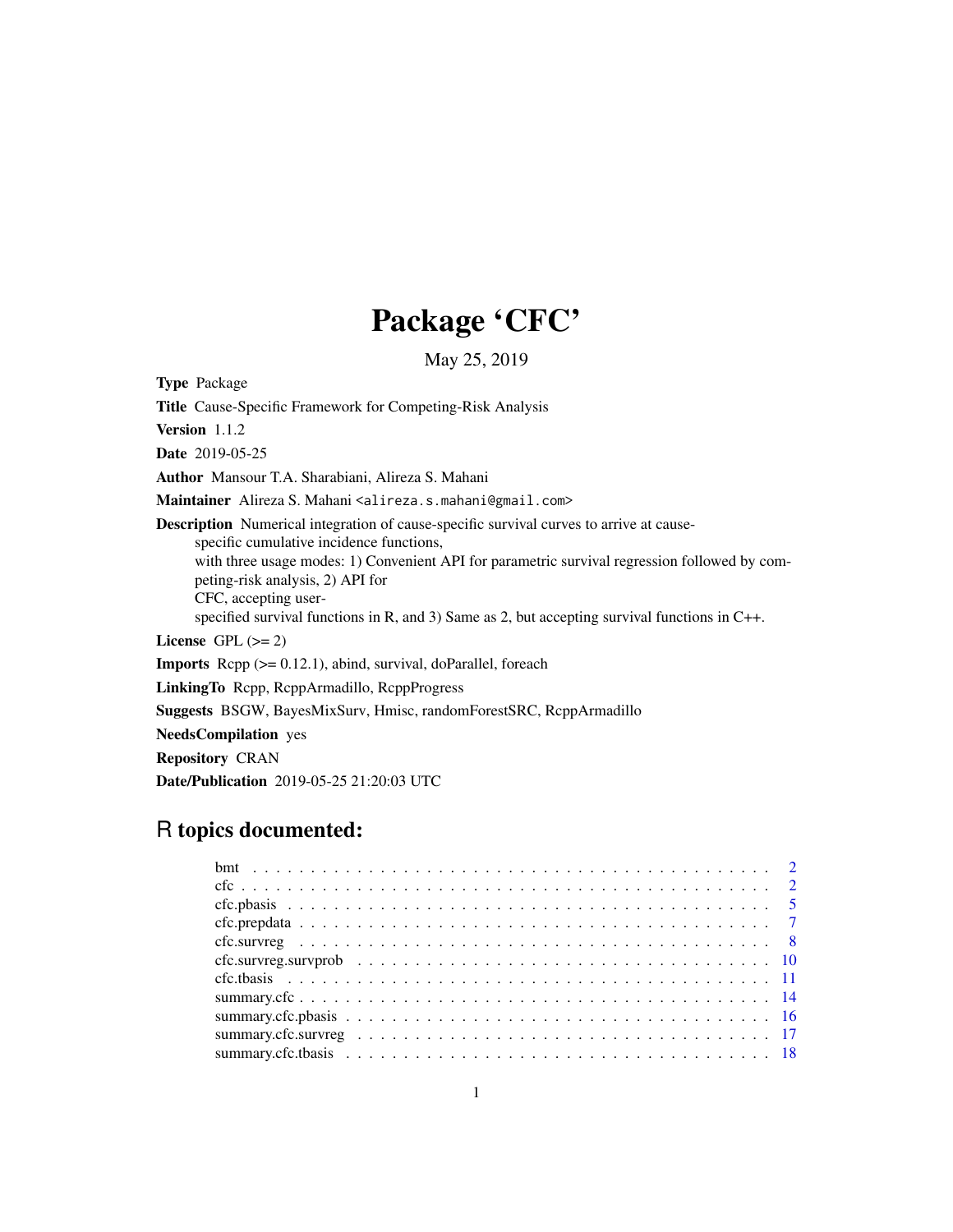# Package 'CFC'

May 25, 2019

**Type** Package

**Title** Cause-Specific Framework for Competing-Risk Analysis

**Version** 1.1.2

**Date** 2019-05-25

**Author** Mansour T.A. Sharabiani, Alireza S. Mahani

**Maintainer** Alireza S. Mahani <alireza.s.mahani@gmail.com>

**Description** Numerical integration of cause-specific survival curves to arrive at cause-specific cumulative incidence functions, with three usage modes: 1) Convenient API for parametric survival regression followed by competing-risk analysis, 2) API for CFC, accepting user-specified survival functions in R, and 3) Same as 2, but accepting survival functions in C++.

**License** GPL (>= 2)

**Imports** Rcpp (>= 0.12.1), abind, survival, doParallel, foreach

**LinkingTo** Rcpp, RcppArmadillo, RcppProgress

**Suggests** BSGW, BayesMixSurv, Hmisc, randomForestSRC, RcppArmadillo

**NeedsCompilation** yes

**Repository** CRAN

**Date/Publication** 2019-05-25 21:20:03 UTC

## R topics documented:

| | |
|---|---|
| bmt | 2 |
| cfc | 2 |
| cfc.pbasis | 5 |
| cfc.prepdata | 7 |
| cfc.survreg | 8 |
| cfc.survreg.survprob | 10 |
| cfc.tbasis | 11 |
| summary.cfc | 14 |
| summary.cfc.pbasis | 16 |
| summary.cfc.survreg | 17 |
| summary.cfc.tbasis | 18 |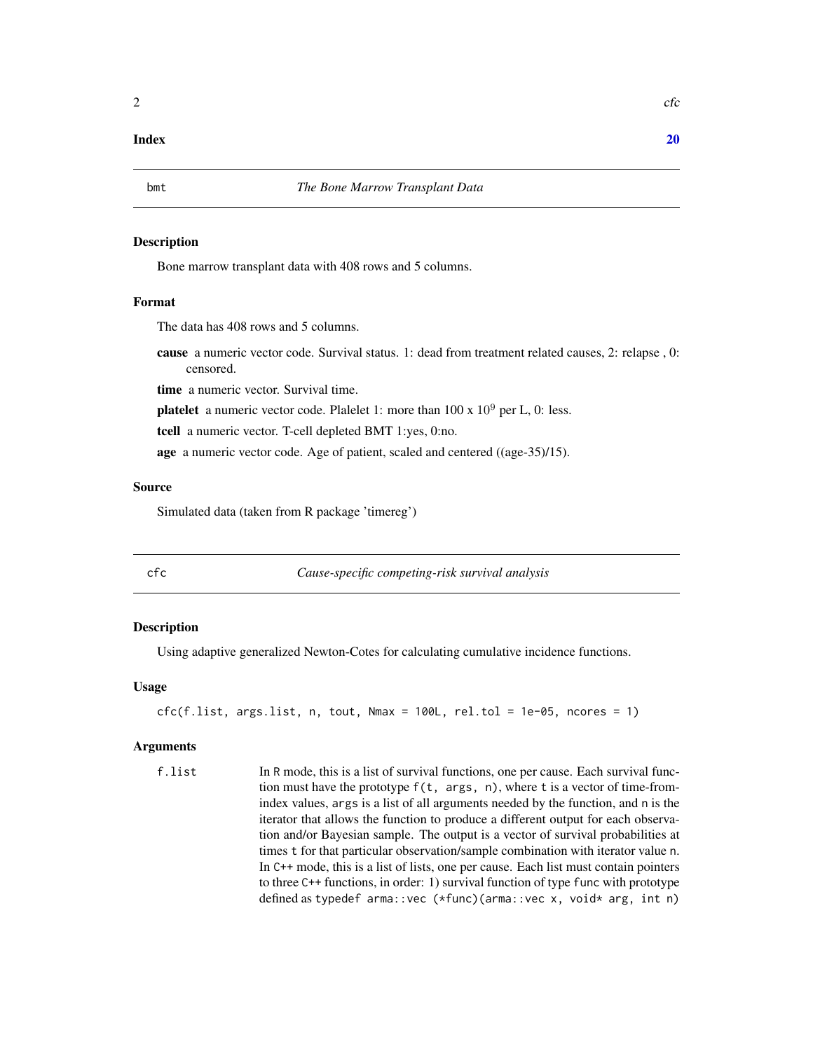**Index** 20

---

bmt — *The Bone Marrow Transplant Data*

---

### Description

Bone marrow transplant data with 408 rows and 5 columns.

### Format

The data has 408 rows and 5 columns.

**cause** a numeric vector code. Survival status. 1: dead from treatment related causes, 2: relapse , 0: censored.

**time** a numeric vector. Survival time.

**platelet** a numeric vector code. Plalelet 1: more than 100 x $10^9$ per L, 0: less.

**tcell** a numeric vector. T-cell depleted BMT 1:yes, 0:no.

**age** a numeric vector code. Age of patient, scaled and centered ((age-35)/15).

### Source

Simulated data (taken from R package 'timereg')

---

cfc — *Cause-specific competing-risk survival analysis*

---

### Description

Using adaptive generalized Newton-Cotes for calculating cumulative incidence functions.

### Usage

```
cfc(f.list, args.list, n, tout, Nmax = 100L, rel.tol = 1e-05, ncores = 1)
```

### Arguments

`f.list` In R mode, this is a list of survival functions, one per cause. Each survival function must have the prototype `f(t, args, n)`, where `t` is a vector of time-from-index values, `args` is a list of all arguments needed by the function, and `n` is the iterator that allows the function to produce a different output for each observation and/or Bayesian sample. The output is a vector of survival probabilities at times `t` for that particular observation/sample combination with iterator value `n`. In C++ mode, this is a list of lists, one per cause. Each list must contain pointers to three C++ functions, in order: 1) survival function of type `func` with prototype defined as `typedef arma::vec (*func)(arma::vec x, void* arg, int n)`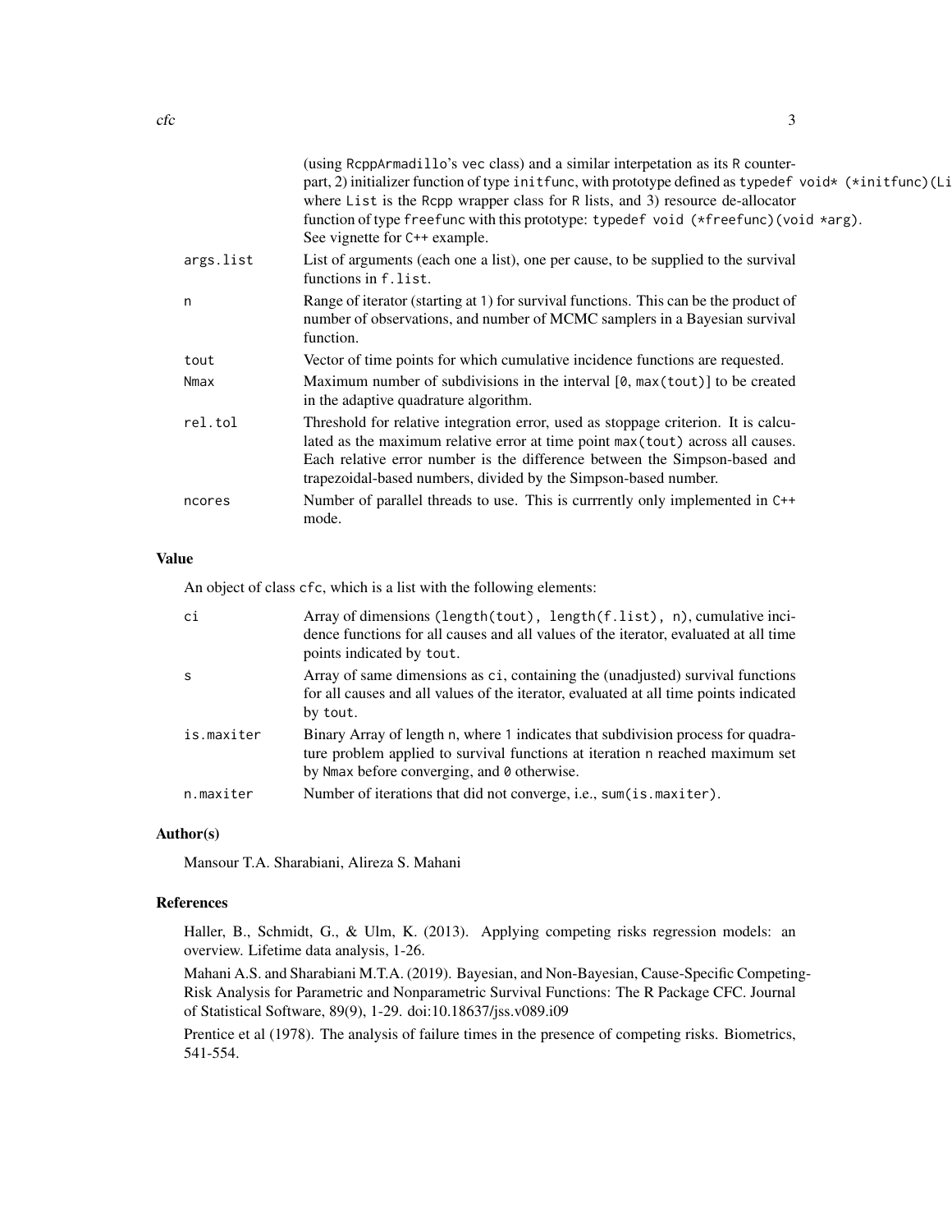| | |
|---|---|
| | (using RcppArmadillo's vec class) and a similar interpetation as its R counterpart, 2) initializer function of type initfunc, with prototype defined as typedef void* (*initfunc)(Li where List is the Rcpp wrapper class for R lists, and 3) resource de-allocator function of type freefunc with this prototype: typedef void (*freefunc)(void *arg). See vignette for C++ example. |
| args.list | List of arguments (each one a list), one per cause, to be supplied to the survival functions in f.list. |
| n | Range of iterator (starting at 1) for survival functions. This can be the product of number of observations, and number of MCMC samplers in a Bayesian survival function. |
| tout | Vector of time points for which cumulative incidence functions are requested. |
| Nmax | Maximum number of subdivisions in the interval [0, max(tout)] to be created in the adaptive quadrature algorithm. |
| rel.tol | Threshold for relative integration error, used as stoppage criterion. It is calculated as the maximum relative error at time point max(tout) across all causes. Each relative error number is the difference between the Simpson-based and trapezoidal-based numbers, divided by the Simpson-based number. |
| ncores | Number of parallel threads to use. This is currrently only implemented in C++ mode. |

## Value

An object of class cfc, which is a list with the following elements:

| | |
|---|---|
| ci | Array of dimensions (length(tout), length(f.list), n), cumulative incidence functions for all causes and all values of the iterator, evaluated at all time points indicated by tout. |
| s | Array of same dimensions as ci, containing the (unadjusted) survival functions for all causes and all values of the iterator, evaluated at all time points indicated by tout. |
| is.maxiter | Binary Array of length n, where 1 indicates that subdivision process for quadrature problem applied to survival functions at iteration n reached maximum set by Nmax before converging, and 0 otherwise. |
| n.maxiter | Number of iterations that did not converge, i.e., sum(is.maxiter). |

## Author(s)

Mansour T.A. Sharabiani, Alireza S. Mahani

## References

Haller, B., Schmidt, G., & Ulm, K. (2013). Applying competing risks regression models: an overview. Lifetime data analysis, 1-26.

Mahani A.S. and Sharabiani M.T.A. (2019). Bayesian, and Non-Bayesian, Cause-Specific Competing-Risk Analysis for Parametric and Nonparametric Survival Functions: The R Package CFC. Journal of Statistical Software, 89(9), 1-29. doi:10.18637/jss.v089.i09

Prentice et al (1978). The analysis of failure times in the presence of competing risks. Biometrics, 541-554.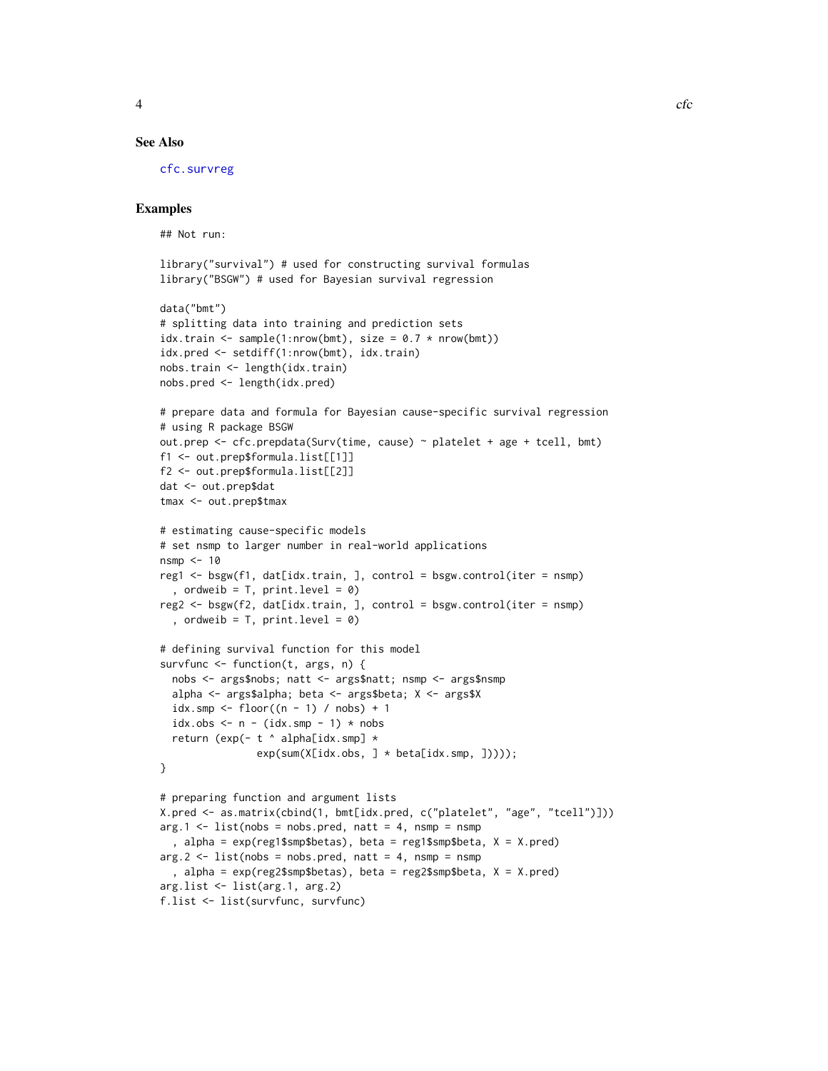## See Also

cfc.survreg

## Examples

```
## Not run:

library("survival") # used for constructing survival formulas
library("BSGW") # used for Bayesian survival regression

data("bmt")
# splitting data into training and prediction sets
idx.train <- sample(1:nrow(bmt), size = 0.7 * nrow(bmt))
idx.pred <- setdiff(1:nrow(bmt), idx.train)
nobs.train <- length(idx.train)
nobs.pred <- length(idx.pred)

# prepare data and formula for Bayesian cause-specific survival regression
# using R package BSGW
out.prep <- cfc.prepdata(Surv(time, cause) ~ platelet + age + tcell, bmt)
f1 <- out.prep$formula.list[[1]]
f2 <- out.prep$formula.list[[2]]
dat <- out.prep$dat
tmax <- out.prep$tmax

# estimating cause-specific models
# set nsmp to larger number in real-world applications
nsmp <- 10
reg1 <- bsgw(f1, dat[idx.train, ], control = bsgw.control(iter = nsmp)
  , ordweib = T, print.level = 0)
reg2 <- bsgw(f2, dat[idx.train, ], control = bsgw.control(iter = nsmp)
  , ordweib = T, print.level = 0)

# defining survival function for this model
survfunc <- function(t, args, n) {
  nobs <- args$nobs; natt <- args$natt; nsmp <- args$nsmp
  alpha <- args$alpha; beta <- args$beta; X <- args$X
  idx.smp <- floor((n - 1) / nobs) + 1
  idx.obs <- n - (idx.smp - 1) * nobs
  return (exp(- t ^ alpha[idx.smp] *
              exp(sum(X[idx.obs, ] * beta[idx.smp, ]))));
}

# preparing function and argument lists
X.pred <- as.matrix(cbind(1, bmt[idx.pred, c("platelet", "age", "tcell")]))
arg.1 <- list(nobs = nobs.pred, natt = 4, nsmp = nsmp
  , alpha = exp(reg1$smp$betas), beta = reg1$smp$beta, X = X.pred)
arg.2 <- list(nobs = nobs.pred, natt = 4, nsmp = nsmp
  , alpha = exp(reg2$smp$betas), beta = reg2$smp$beta, X = X.pred)
arg.list <- list(arg.1, arg.2)
f.list <- list(survfunc, survfunc)
```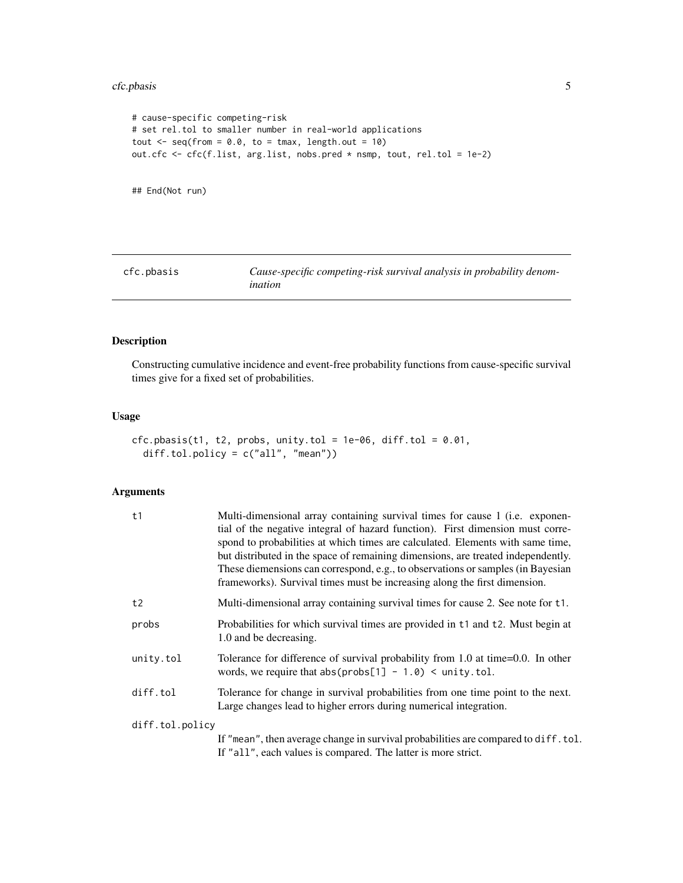```
# cause-specific competing-risk
# set rel.tol to smaller number in real-world applications
tout <- seq(from = 0.0, to = tmax, length.out = 10)
out.cfc <- cfc(f.list, arg.list, nobs.pred * nsmp, tout, rel.tol = 1e-2)


## End(Not run)
```

## cfc.pbasis — *Cause-specific competing-risk survival analysis in probability denomination*

### Description

Constructing cumulative incidence and event-free probability functions from cause-specific survival times give for a fixed set of probabilities.

### Usage

```
cfc.pbasis(t1, t2, probs, unity.tol = 1e-06, diff.tol = 0.01,
  diff.tol.policy = c("all", "mean"))
```

### Arguments

| | |
|---|---|
| `t1` | Multi-dimensional array containing survival times for cause 1 (i.e. exponential of the negative integral of hazard function). First dimension must correspond to probabilities at which times are calculated. Elements with same time, but distributed in the space of remaining dimensions, are treated independently. These diemensions can correspond, e.g., to observations or samples (in Bayesian frameworks). Survival times must be increasing along the first dimension. |
| `t2` | Multi-dimensional array containing survival times for cause 2. See note for `t1`. |
| `probs` | Probabilities for which survival times are provided in `t1` and `t2`. Must begin at 1.0 and be decreasing. |
| `unity.tol` | Tolerance for difference of survival probability from 1.0 at time=0.0. In other words, we require that `abs(probs[1] - 1.0) < unity.tol`. |
| `diff.tol` | Tolerance for change in survival probabilities from one time point to the next. Large changes lead to higher errors during numerical integration. |
| `diff.tol.policy` | If `"mean"`, then average change in survival probabilities are compared to `diff.tol`. If `"all"`, each values is compared. The latter is more strict. |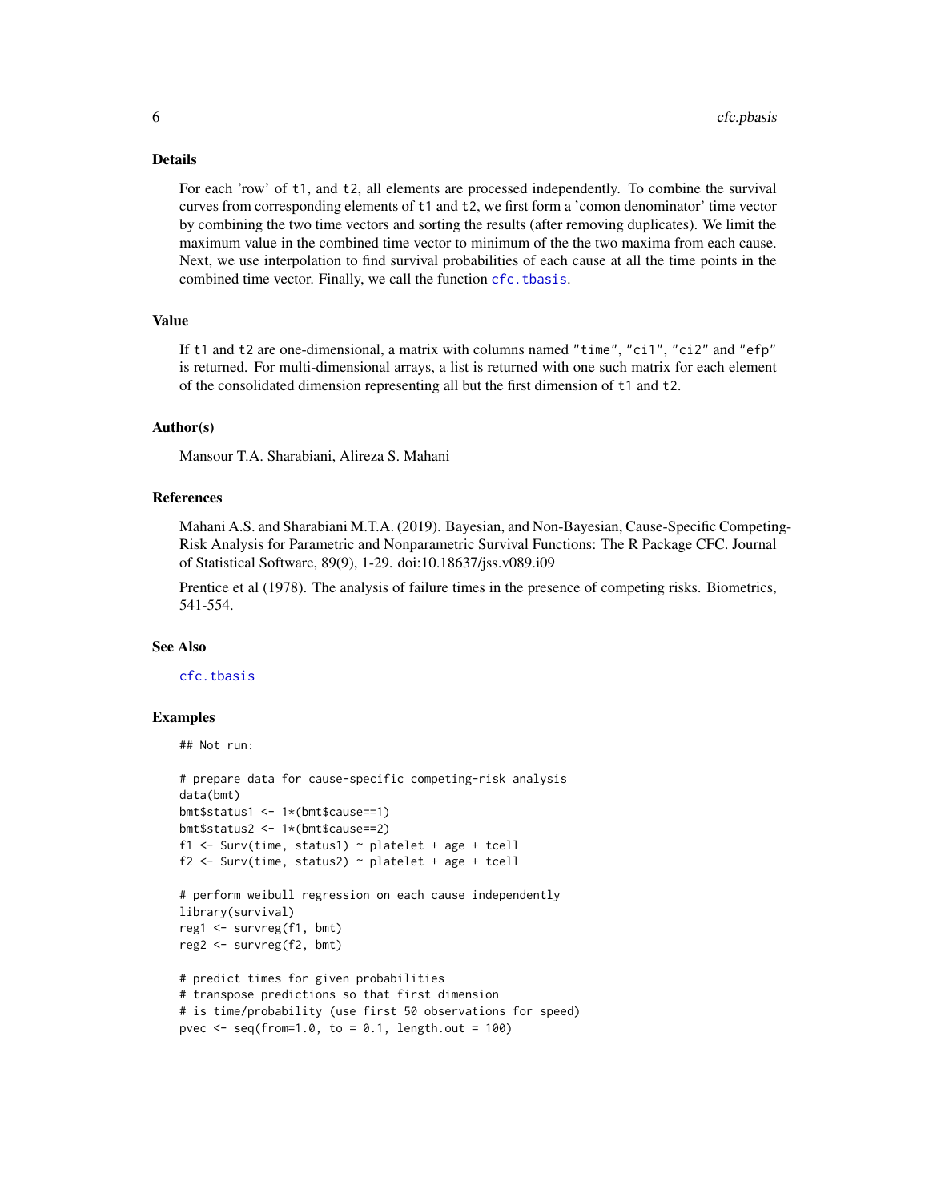## Details

For each 'row' of t1, and t2, all elements are processed independently. To combine the survival curves from corresponding elements of t1 and t2, we first form a 'comon denominator' time vector by combining the two time vectors and sorting the results (after removing duplicates). We limit the maximum value in the combined time vector to minimum of the the two maxima from each cause. Next, we use interpolation to find survival probabilities of each cause at all the time points in the combined time vector. Finally, we call the function cfc.tbasis.

## Value

If t1 and t2 are one-dimensional, a matrix with columns named "time", "ci1", "ci2" and "efp" is returned. For multi-dimensional arrays, a list is returned with one such matrix for each element of the consolidated dimension representing all but the first dimension of t1 and t2.

## Author(s)

Mansour T.A. Sharabiani, Alireza S. Mahani

## References

Mahani A.S. and Sharabiani M.T.A. (2019). Bayesian, and Non-Bayesian, Cause-Specific Competing-Risk Analysis for Parametric and Nonparametric Survival Functions: The R Package CFC. Journal of Statistical Software, 89(9), 1-29. doi:10.18637/jss.v089.i09

Prentice et al (1978). The analysis of failure times in the presence of competing risks. Biometrics, 541-554.

## See Also

cfc.tbasis

## Examples

```
## Not run:

# prepare data for cause-specific competing-risk analysis
data(bmt)
bmt$status1 <- 1*(bmt$cause==1)
bmt$status2 <- 1*(bmt$cause==2)
f1 <- Surv(time, status1) ~ platelet + age + tcell
f2 <- Surv(time, status2) ~ platelet + age + tcell

# perform weibull regression on each cause independently
library(survival)
reg1 <- survreg(f1, bmt)
reg2 <- survreg(f2, bmt)

# predict times for given probabilities
# transpose predictions so that first dimension
# is time/probability (use first 50 observations for speed)
pvec <- seq(from=1.0, to = 0.1, length.out = 100)
```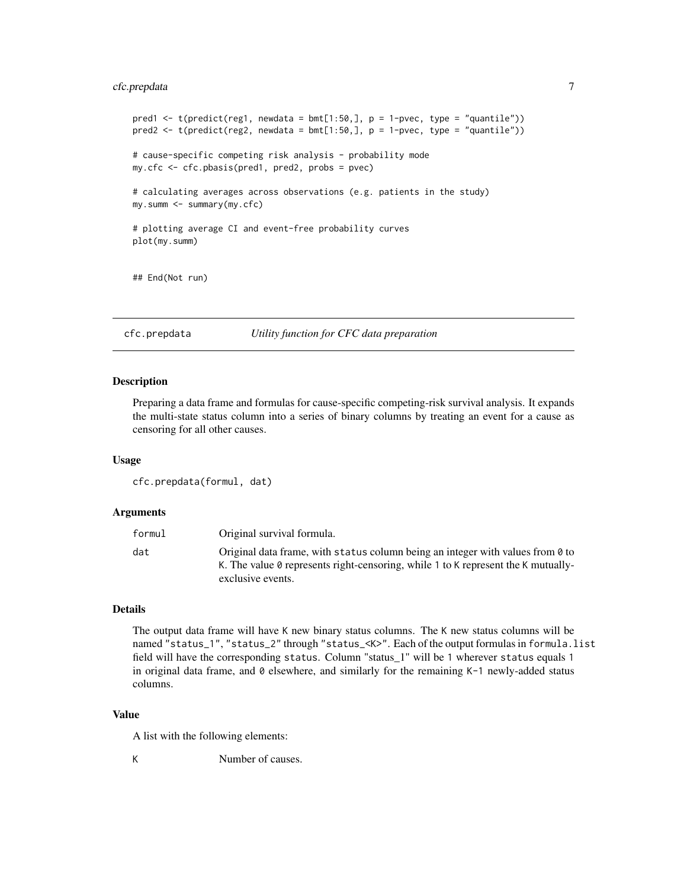```
pred1 <- t(predict(reg1, newdata = bmt[1:50,], p = 1-pvec, type = "quantile"))
pred2 <- t(predict(reg2, newdata = bmt[1:50,], p = 1-pvec, type = "quantile"))

# cause-specific competing risk analysis - probability mode
my.cfc <- cfc.pbasis(pred1, pred2, probs = pvec)

# calculating averages across observations (e.g. patients in the study)
my.summ <- summary(my.cfc)

# plotting average CI and event-free probability curves
plot(my.summ)


## End(Not run)
```

---

## cfc.prepdata — *Utility function for CFC data preparation*

### Description

Preparing a data frame and formulas for cause-specific competing-risk survival analysis. It expands the multi-state status column into a series of binary columns by treating an event for a cause as censoring for all other causes.

### Usage

```
cfc.prepdata(formul, dat)
```

### Arguments

| | |
|---|---|
| `formul` | Original survival formula. |
| `dat` | Original data frame, with `status` column being an integer with values from `0` to `K`. The value `0` represents right-censoring, while `1` to `K` represent the `K` mutually-exclusive events. |

### Details

The output data frame will have `K` new binary status columns. The `K` new status columns will be named `"status_1"`, `"status_2"` through `"status_<K>"`. Each of the output formulas in `formula.list` field will have the corresponding `status`. Column "status_1" will be `1` wherever `status` equals `1` in original data frame, and `0` elsewhere, and similarly for the remaining `K-1` newly-added status columns.

### Value

A list with the following elements:

| | |
|---|---|
| `K` | Number of causes. |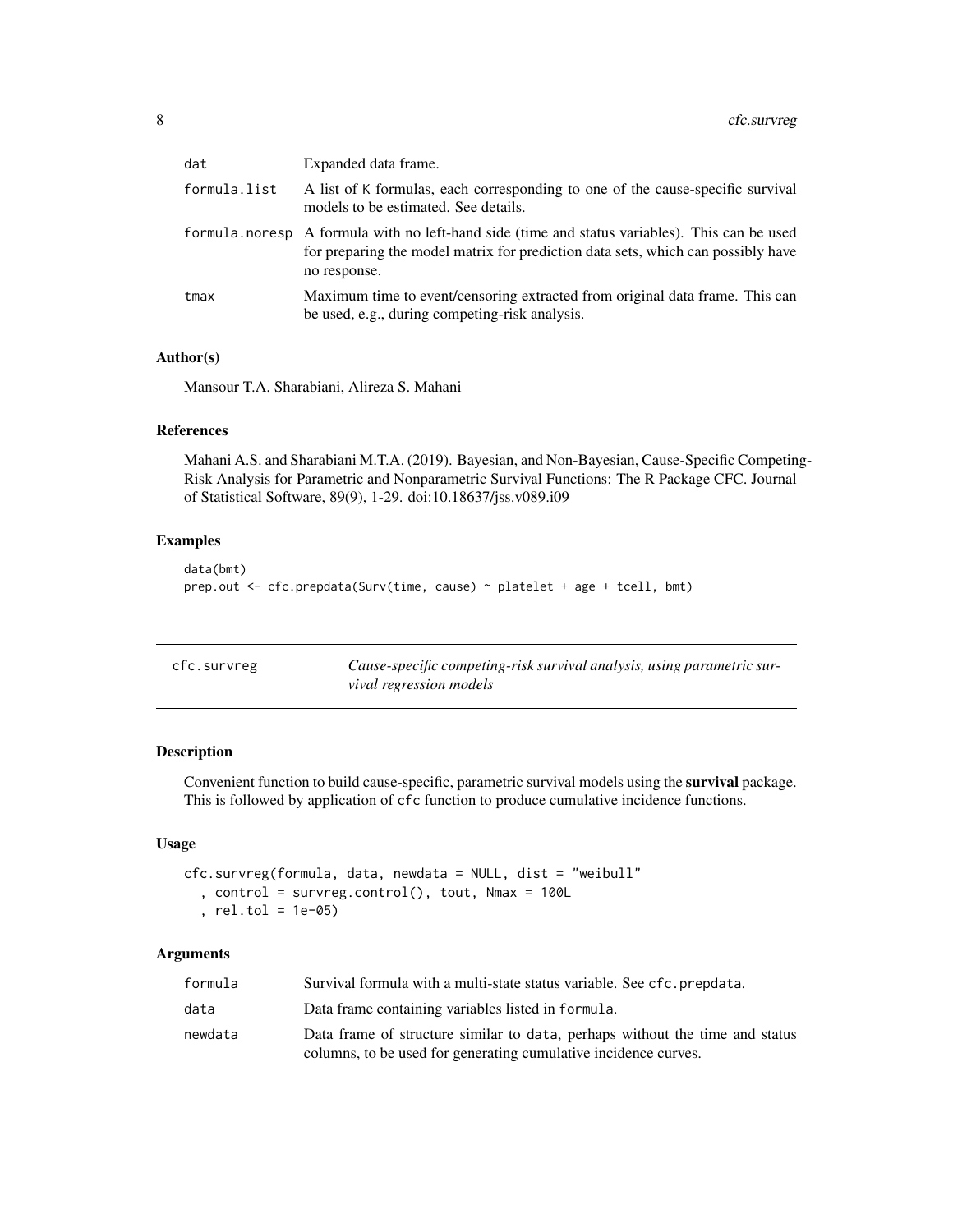| | |
|---|---|
| dat | Expanded data frame. |
| formula.list | A list of K formulas, each corresponding to one of the cause-specific survival models to be estimated. See details. |
| formula.noresp | A formula with no left-hand side (time and status variables). This can be used for preparing the model matrix for prediction data sets, which can possibly have no response. |
| tmax | Maximum time to event/censoring extracted from original data frame. This can be used, e.g., during competing-risk analysis. |

### Author(s)

Mansour T.A. Sharabiani, Alireza S. Mahani

### References

Mahani A.S. and Sharabiani M.T.A. (2019). Bayesian, and Non-Bayesian, Cause-Specific Competing-Risk Analysis for Parametric and Nonparametric Survival Functions: The R Package CFC. Journal of Statistical Software, 89(9), 1-29. doi:10.18637/jss.v089.i09

### Examples

```
data(bmt)
prep.out <- cfc.prepdata(Surv(time, cause) ~ platelet + age + tcell, bmt)
```

---

## cfc.survreg — *Cause-specific competing-risk survival analysis, using parametric survival regression models*

---

### Description

Convenient function to build cause-specific, parametric survival models using the **survival** package. This is followed by application of `cfc` function to produce cumulative incidence functions.

### Usage

```
cfc.survreg(formula, data, newdata = NULL, dist = "weibull"
  , control = survreg.control(), tout, Nmax = 100L
  , rel.tol = 1e-05)
```

### Arguments

| | |
|---|---|
| formula | Survival formula with a multi-state status variable. See `cfc.prepdata`. |
| data | Data frame containing variables listed in `formula`. |
| newdata | Data frame of structure similar to `data`, perhaps without the time and status columns, to be used for generating cumulative incidence curves. |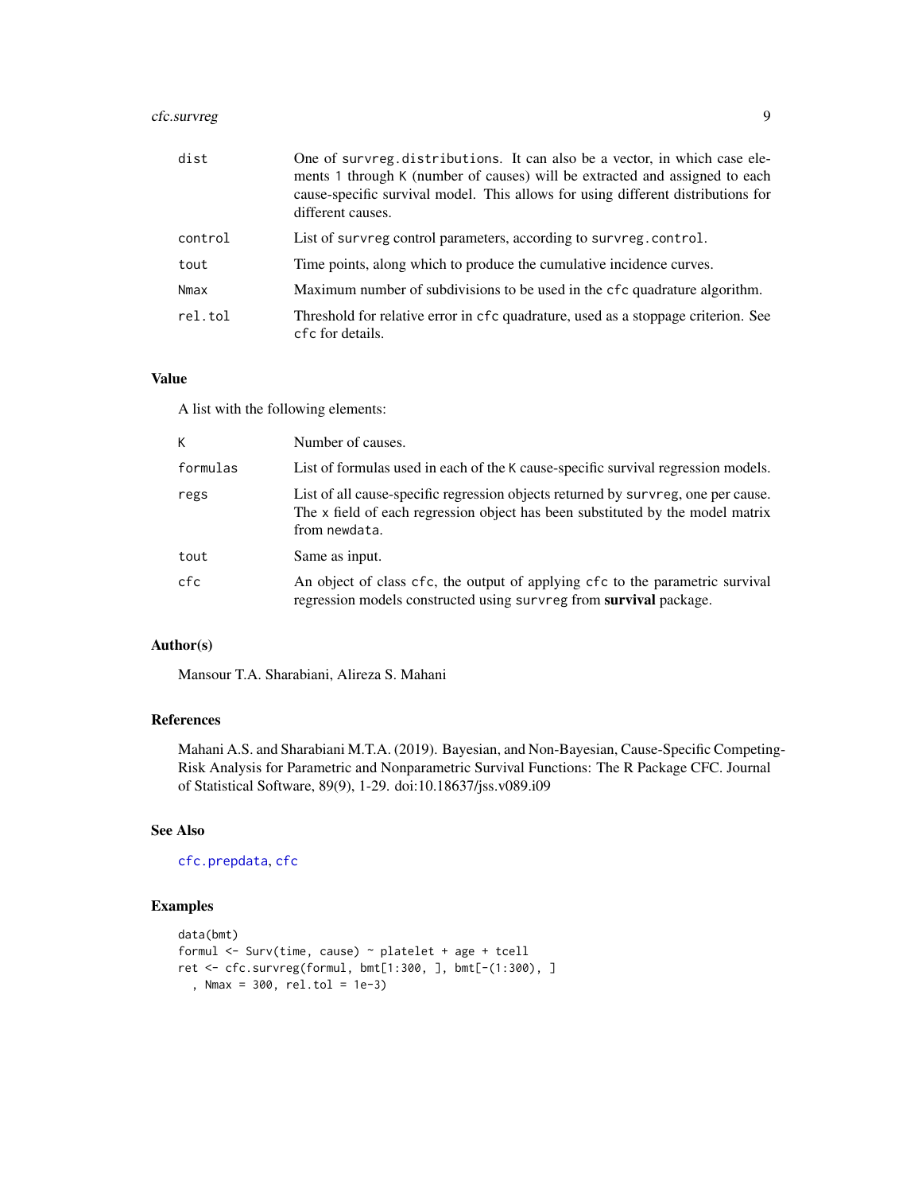| | |
|---|---|
| dist | One of survreg.distributions. It can also be a vector, in which case elements 1 through K (number of causes) will be extracted and assigned to each cause-specific survival model. This allows for using different distributions for different causes. |
| control | List of survreg control parameters, according to survreg.control. |
| tout | Time points, along which to produce the cumulative incidence curves. |
| Nmax | Maximum number of subdivisions to be used in the cfc quadrature algorithm. |
| rel.tol | Threshold for relative error in cfc quadrature, used as a stoppage criterion. See cfc for details. |

## Value

A list with the following elements:

| | |
|---|---|
| K | Number of causes. |
| formulas | List of formulas used in each of the K cause-specific survival regression models. |
| regs | List of all cause-specific regression objects returned by survreg, one per cause. The x field of each regression object has been substituted by the model matrix from newdata. |
| tout | Same as input. |
| cfc | An object of class cfc, the output of applying cfc to the parametric survival regression models constructed using survreg from **survival** package. |

## Author(s)

Mansour T.A. Sharabiani, Alireza S. Mahani

## References

Mahani A.S. and Sharabiani M.T.A. (2019). Bayesian, and Non-Bayesian, Cause-Specific Competing-Risk Analysis for Parametric and Nonparametric Survival Functions: The R Package CFC. Journal of Statistical Software, 89(9), 1-29. doi:10.18637/jss.v089.i09

## See Also

cfc.prepdata, cfc

## Examples

```
data(bmt)
formul <- Surv(time, cause) ~ platelet + age + tcell
ret <- cfc.survreg(formul, bmt[1:300, ], bmt[-(1:300), ]
  , Nmax = 300, rel.tol = 1e-3)
```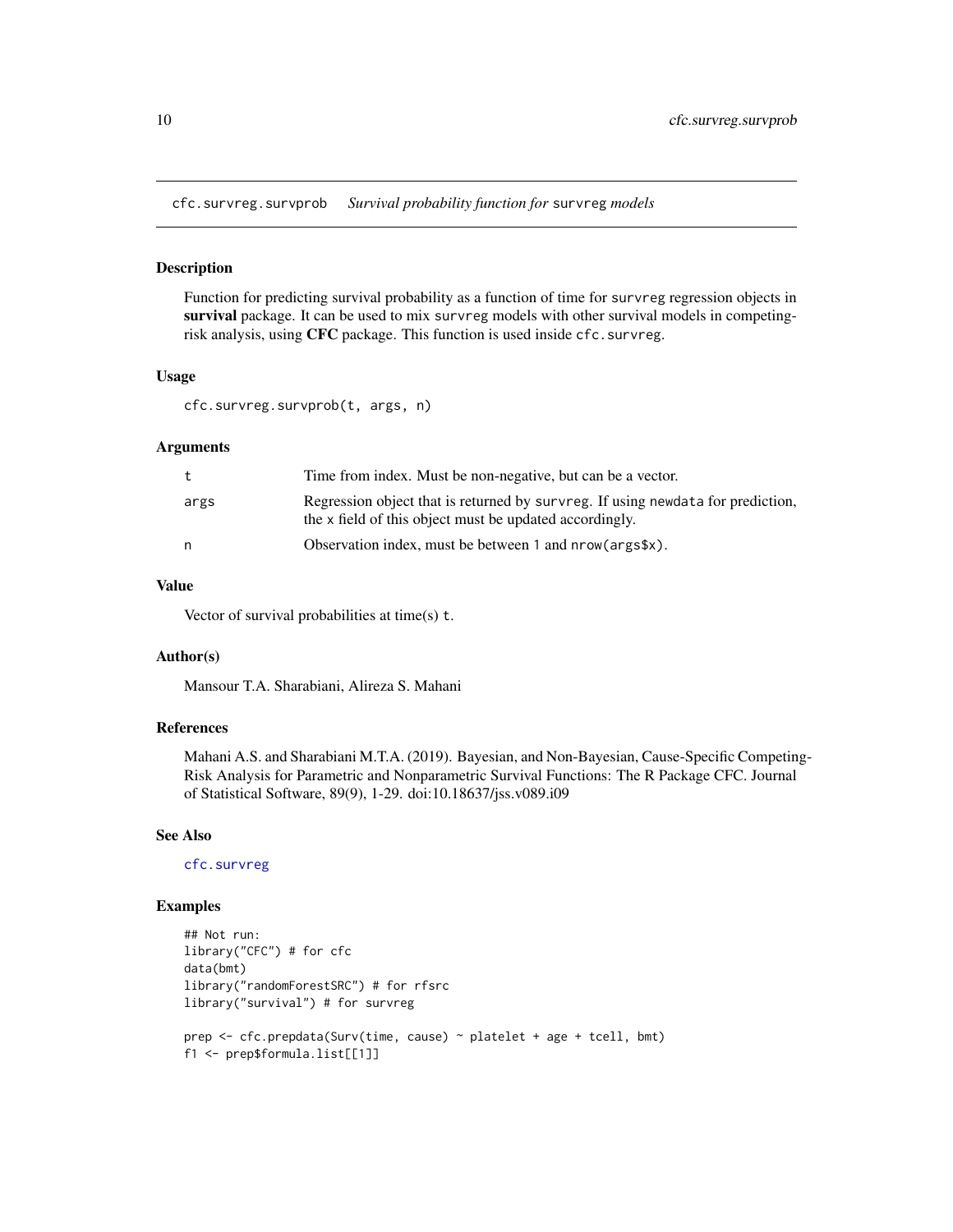cfc.survreg.survprob    *Survival probability function for* survreg *models*

## Description

Function for predicting survival probability as a function of time for survreg regression objects in **survival** package. It can be used to mix survreg models with other survival models in competing-risk analysis, using **CFC** package. This function is used inside cfc.survreg.

## Usage

```
cfc.survreg.survprob(t, args, n)
```

## Arguments

| | |
|---|---|
| t | Time from index. Must be non-negative, but can be a vector. |
| args | Regression object that is returned by survreg. If using newdata for prediction, the x field of this object must be updated accordingly. |
| n | Observation index, must be between 1 and nrow(args$x). |

## Value

Vector of survival probabilities at time(s) t.

## Author(s)

Mansour T.A. Sharabiani, Alireza S. Mahani

## References

Mahani A.S. and Sharabiani M.T.A. (2019). Bayesian, and Non-Bayesian, Cause-Specific Competing-Risk Analysis for Parametric and Nonparametric Survival Functions: The R Package CFC. Journal of Statistical Software, 89(9), 1-29. doi:10.18637/jss.v089.i09

## See Also

cfc.survreg

## Examples

```
## Not run:
library("CFC") # for cfc
data(bmt)
library("randomForestSRC") # for rfsrc
library("survival") # for survreg

prep <- cfc.prepdata(Surv(time, cause) ~ platelet + age + tcell, bmt)
f1 <- prep$formula.list[[1]]
```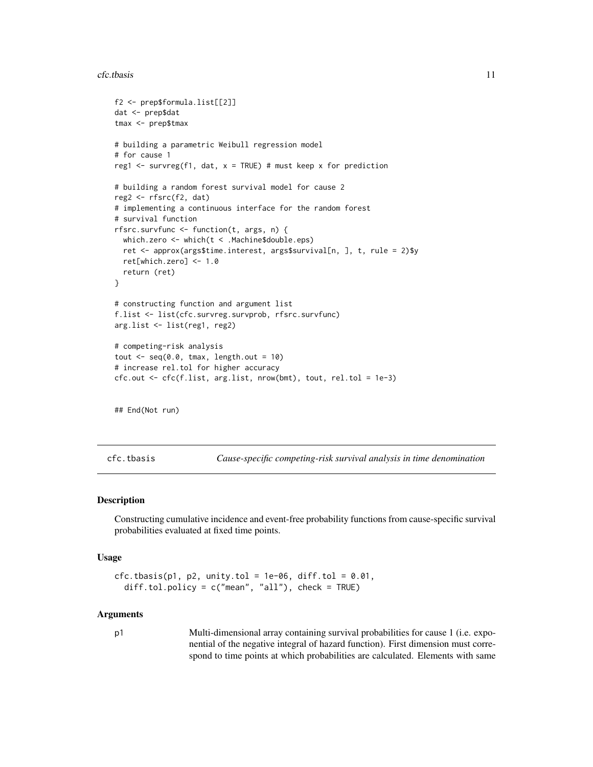```
f2 <- prep$formula.list[[2]]
dat <- prep$dat
tmax <- prep$tmax

# building a parametric Weibull regression model
# for cause 1
reg1 <- survreg(f1, dat, x = TRUE) # must keep x for prediction

# building a random forest survival model for cause 2
reg2 <- rfsrc(f2, dat)
# implementing a continuous interface for the random forest
# survival function
rfsrc.survfunc <- function(t, args, n) {
  which.zero <- which(t < .Machine$double.eps)
  ret <- approx(args$time.interest, args$survival[n, ], t, rule = 2)$y
  ret[which.zero] <- 1.0
  return (ret)
}

# constructing function and argument list
f.list <- list(cfc.survreg.survprob, rfsrc.survfunc)
arg.list <- list(reg1, reg2)

# competing-risk analysis
tout <- seq(0.0, tmax, length.out = 10)
# increase rel.tol for higher accuracy
cfc.out <- cfc(f.list, arg.list, nrow(bmt), tout, rel.tol = 1e-3)


## End(Not run)
```

---

## cfc.tbasis — *Cause-specific competing-risk survival analysis in time denomination*

### Description

Constructing cumulative incidence and event-free probability functions from cause-specific survival probabilities evaluated at fixed time points.

### Usage

```
cfc.tbasis(p1, p2, unity.tol = 1e-06, diff.tol = 0.01,
  diff.tol.policy = c("mean", "all"), check = TRUE)
```

### Arguments

`p1` Multi-dimensional array containing survival probabilities for cause 1 (i.e. exponential of the negative integral of hazard function). First dimension must correspond to time points at which probabilities are calculated. Elements with same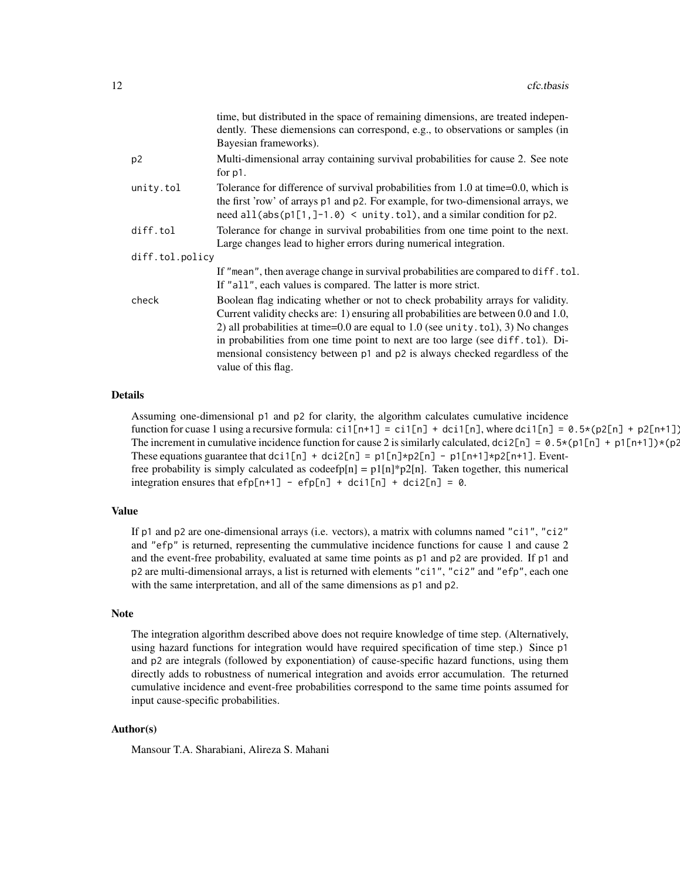| | |
|---|---|
| | time, but distributed in the space of remaining dimensions, are treated independently. These diemensions can correspond, e.g., to observations or samples (in Bayesian frameworks). |
| `p2` | Multi-dimensional array containing survival probabilities for cause 2. See note for `p1`. |
| `unity.tol` | Tolerance for difference of survival probabilities from 1.0 at time=0.0, which is the first 'row' of arrays `p1` and `p2`. For example, for two-dimensional arrays, we need `all(abs(p1[1,]-1.0) < unity.tol)`, and a similar condition for `p2`. |
| `diff.tol` | Tolerance for change in survival probabilities from one time point to the next. Large changes lead to higher errors during numerical integration. |
| `diff.tol.policy` | If `"mean"`, then average change in survival probabilities are compared to `diff.tol`. If `"all"`, each values is compared. The latter is more strict. |
| `check` | Boolean flag indicating whether or not to check probability arrays for validity. Current validity checks are: 1) ensuring all probabilities are between 0.0 and 1.0, 2) all probabilities at time=0.0 are equal to 1.0 (see `unity.tol`), 3) No changes in probabilities from one time point to next are too large (see `diff.tol`). Dimensional consistency between `p1` and `p2` is always checked regardless of the value of this flag. |

## Details

Assuming one-dimensional `p1` and `p2` for clarity, the algorithm calculates cumulative incidence function for cuase 1 using a recursive formula: `ci1[n+1] = ci1[n] + dci1[n]`, where `dci1[n] = 0.5*(p2[n] + p2[n+1])` The increment in cumulative incidence function for cause 2 is similarly calculated, `dci2[n] = 0.5*(p1[n] + p1[n+1])*(p2` These equations guarantee that `dci1[n] + dci2[n] = p1[n]*p2[n] - p1[n+1]*p2[n+1]`. Event-free probability is simply calculated as codeefp[n] = p1[n]*p2[n]. Taken together, this numerical integration ensures that `efp[n+1] - efp[n] + dci1[n] + dci2[n] = 0`.

## Value

If `p1` and `p2` are one-dimensional arrays (i.e. vectors), a matrix with columns named `"ci1"`, `"ci2"` and `"efp"` is returned, representing the cummulative incidence functions for cause 1 and cause 2 and the event-free probability, evaluated at same time points as `p1` and `p2` are provided. If `p1` and `p2` are multi-dimensional arrays, a list is returned with elements `"ci1"`, `"ci2"` and `"efp"`, each one with the same interpretation, and all of the same dimensions as `p1` and `p2`.

## Note

The integration algorithm described above does not require knowledge of time step. (Alternatively, using hazard functions for integration would have required specification of time step.) Since `p1` and `p2` are integrals (followed by exponentiation) of cause-specific hazard functions, using them directly adds to robustness of numerical integration and avoids error accumulation. The returned cumulative incidence and event-free probabilities correspond to the same time points assumed for input cause-specific probabilities.

## Author(s)

Mansour T.A. Sharabiani, Alireza S. Mahani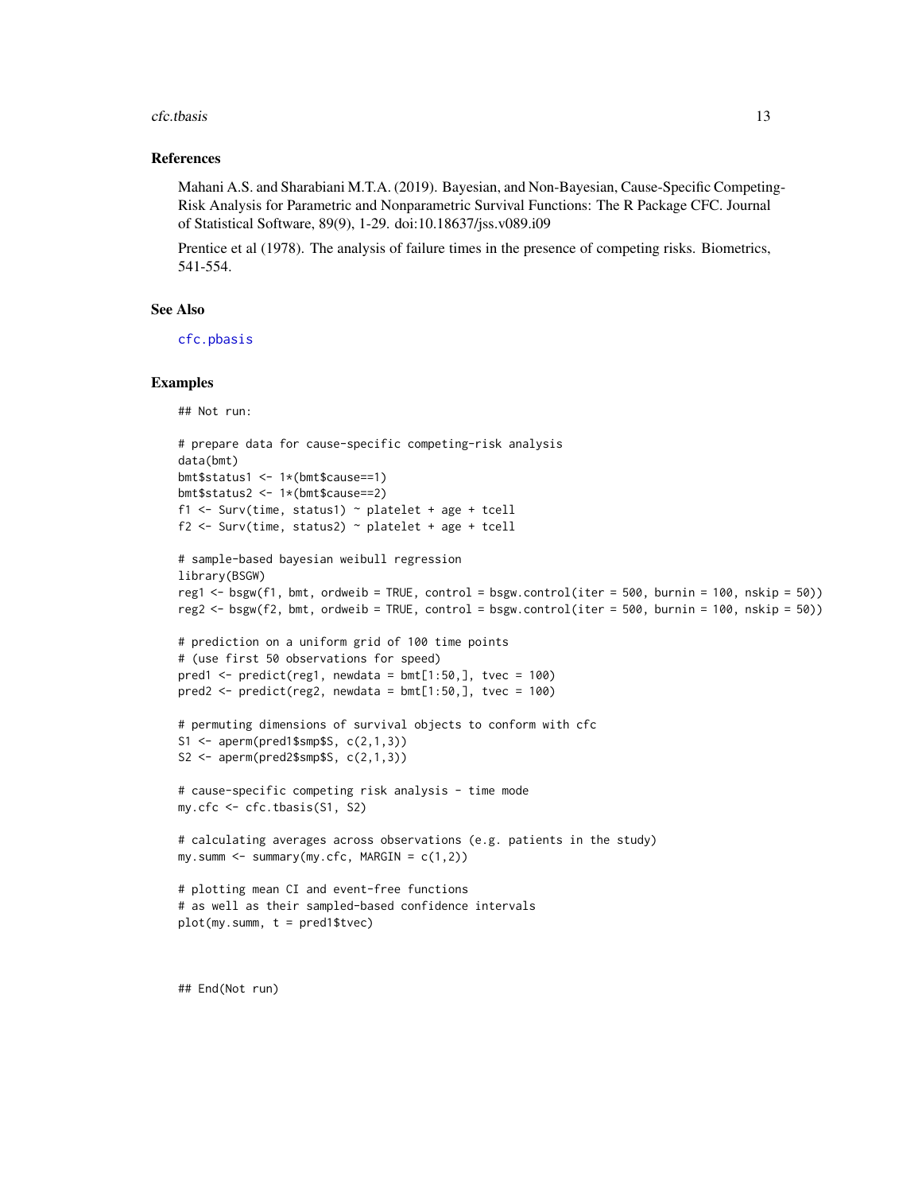## References

Mahani A.S. and Sharabiani M.T.A. (2019). Bayesian, and Non-Bayesian, Cause-Specific Competing-Risk Analysis for Parametric and Nonparametric Survival Functions: The R Package CFC. Journal of Statistical Software, 89(9), 1-29. doi:10.18637/jss.v089.i09

Prentice et al (1978). The analysis of failure times in the presence of competing risks. Biometrics, 541-554.

## See Also

cfc.pbasis

## Examples

```
## Not run:

# prepare data for cause-specific competing-risk analysis
data(bmt)
bmt$status1 <- 1*(bmt$cause==1)
bmt$status2 <- 1*(bmt$cause==2)
f1 <- Surv(time, status1) ~ platelet + age + tcell
f2 <- Surv(time, status2) ~ platelet + age + tcell

# sample-based bayesian weibull regression
library(BSGW)
reg1 <- bsgw(f1, bmt, ordweib = TRUE, control = bsgw.control(iter = 500, burnin = 100, nskip = 50))
reg2 <- bsgw(f2, bmt, ordweib = TRUE, control = bsgw.control(iter = 500, burnin = 100, nskip = 50))

# prediction on a uniform grid of 100 time points
# (use first 50 observations for speed)
pred1 <- predict(reg1, newdata = bmt[1:50,], tvec = 100)
pred2 <- predict(reg2, newdata = bmt[1:50,], tvec = 100)

# permuting dimensions of survival objects to conform with cfc
S1 <- aperm(pred1$smp$S, c(2,1,3))
S2 <- aperm(pred2$smp$S, c(2,1,3))

# cause-specific competing risk analysis - time mode
my.cfc <- cfc.tbasis(S1, S2)

# calculating averages across observations (e.g. patients in the study)
my.summ <- summary(my.cfc, MARGIN = c(1,2))

# plotting mean CI and event-free functions
# as well as their sampled-based confidence intervals
plot(my.summ, t = pred1$tvec)



## End(Not run)
```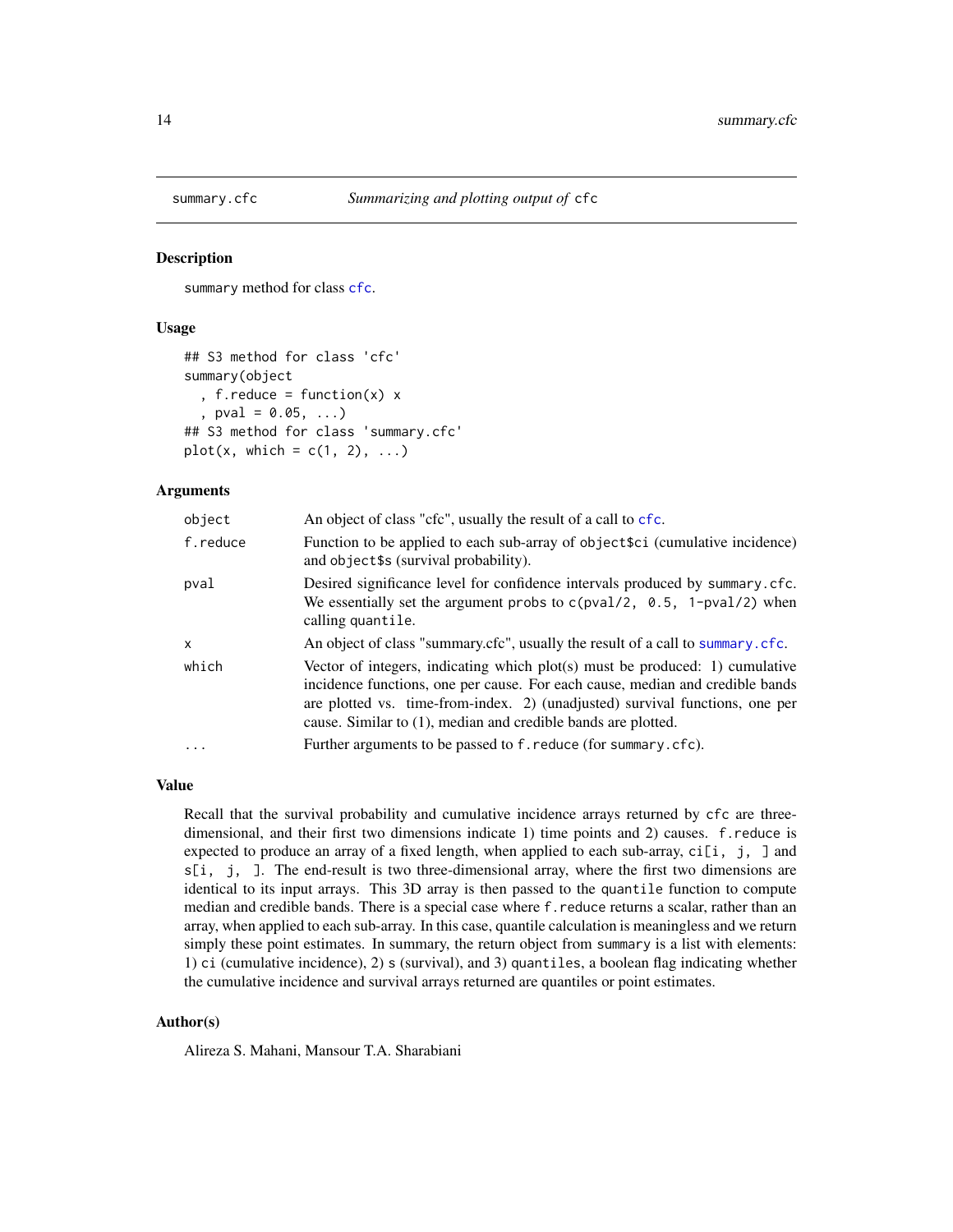# summary.cfc — *Summarizing and plotting output of* `cfc`

## Description

`summary` method for class `cfc`.

## Usage

```
## S3 method for class 'cfc'
summary(object
  , f.reduce = function(x) x
  , pval = 0.05, ...)
## S3 method for class 'summary.cfc'
plot(x, which = c(1, 2), ...)
```

## Arguments

| | |
|---|---|
| `object` | An object of class "cfc", usually the result of a call to `cfc`. |
| `f.reduce` | Function to be applied to each sub-array of `object$ci` (cumulative incidence) and `object$s` (survival probability). |
| `pval` | Desired significance level for confidence intervals produced by `summary.cfc`. We essentially set the argument `probs` to `c(pval/2, 0.5, 1-pval/2)` when calling `quantile`. |
| `x` | An object of class "summary.cfc", usually the result of a call to `summary.cfc`. |
| `which` | Vector of integers, indicating which plot(s) must be produced: 1) cumulative incidence functions, one per cause. For each cause, median and credible bands are plotted vs. time-from-index. 2) (unadjusted) survival functions, one per cause. Similar to (1), median and credible bands are plotted. |
| `...` | Further arguments to be passed to `f.reduce` (for `summary.cfc`). |

## Value

Recall that the survival probability and cumulative incidence arrays returned by `cfc` are three-dimensional, and their first two dimensions indicate 1) time points and 2) causes. `f.reduce` is expected to produce an array of a fixed length, when applied to each sub-array, `ci[i, j, ]` and `s[i, j, ]`. The end-result is two three-dimensional array, where the first two dimensions are identical to its input arrays. This 3D array is then passed to the `quantile` function to compute median and credible bands. There is a special case where `f.reduce` returns a scalar, rather than an array, when applied to each sub-array. In this case, quantile calculation is meaningless and we return simply these point estimates. In summary, the return object from `summary` is a list with elements: 1) `ci` (cumulative incidence), 2) `s` (survival), and 3) `quantiles`, a boolean flag indicating whether the cumulative incidence and survival arrays returned are quantiles or point estimates.

## Author(s)

Alireza S. Mahani, Mansour T.A. Sharabiani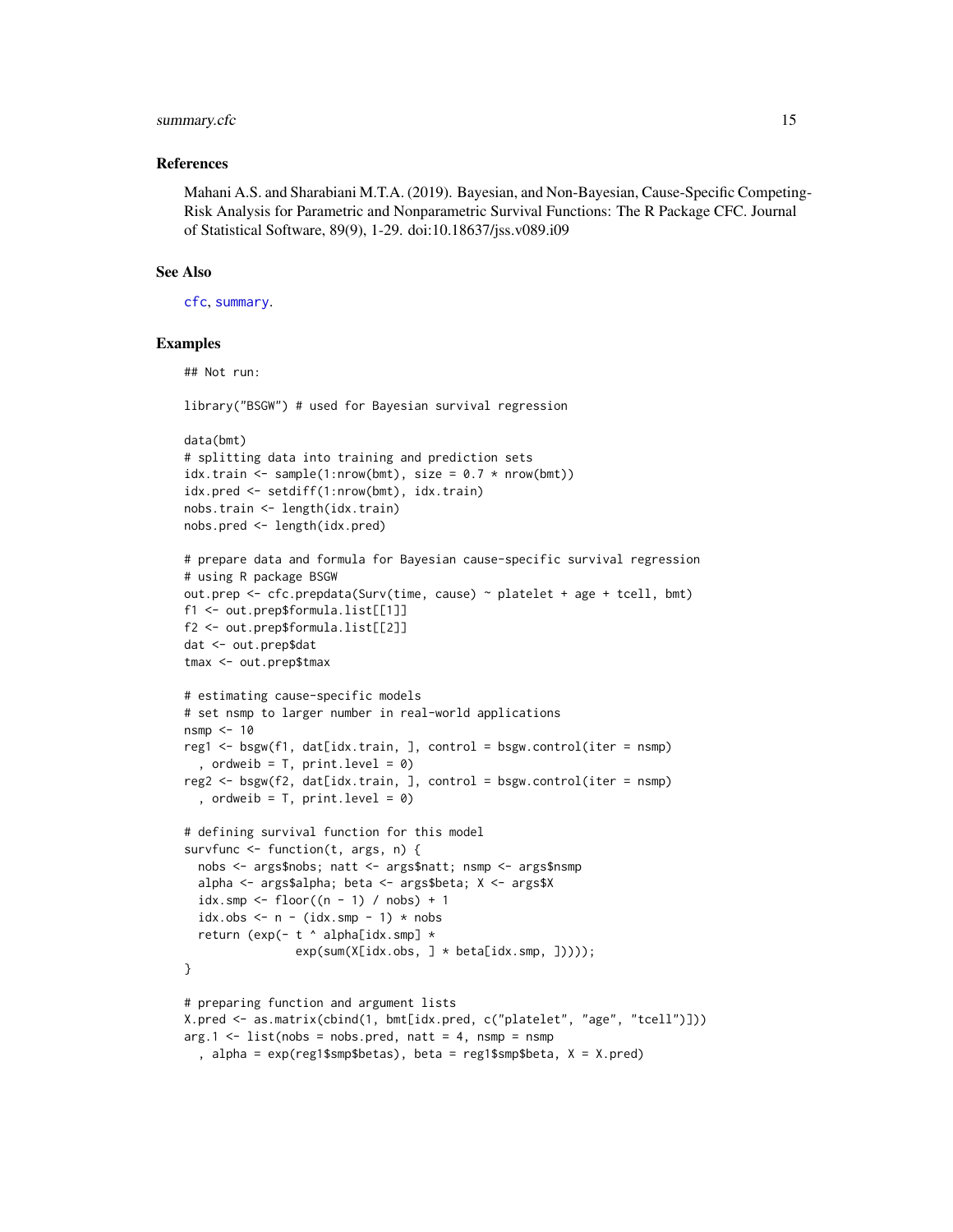### References

Mahani A.S. and Sharabiani M.T.A. (2019). Bayesian, and Non-Bayesian, Cause-Specific Competing-Risk Analysis for Parametric and Nonparametric Survival Functions: The R Package CFC. Journal of Statistical Software, 89(9), 1-29. doi:10.18637/jss.v089.i09

### See Also

cfc, summary.

### Examples

```
## Not run:

library("BSGW") # used for Bayesian survival regression

data(bmt)
# splitting data into training and prediction sets
idx.train <- sample(1:nrow(bmt), size = 0.7 * nrow(bmt))
idx.pred <- setdiff(1:nrow(bmt), idx.train)
nobs.train <- length(idx.train)
nobs.pred <- length(idx.pred)

# prepare data and formula for Bayesian cause-specific survival regression
# using R package BSGW
out.prep <- cfc.prepdata(Surv(time, cause) ~ platelet + age + tcell, bmt)
f1 <- out.prep$formula.list[[1]]
f2 <- out.prep$formula.list[[2]]
dat <- out.prep$dat
tmax <- out.prep$tmax

# estimating cause-specific models
# set nsmp to larger number in real-world applications
nsmp <- 10
reg1 <- bsgw(f1, dat[idx.train, ], control = bsgw.control(iter = nsmp)
  , ordweib = T, print.level = 0)
reg2 <- bsgw(f2, dat[idx.train, ], control = bsgw.control(iter = nsmp)
  , ordweib = T, print.level = 0)

# defining survival function for this model
survfunc <- function(t, args, n) {
  nobs <- args$nobs; natt <- args$natt; nsmp <- args$nsmp
  alpha <- args$alpha; beta <- args$beta; X <- args$X
  idx.smp <- floor((n - 1) / nobs) + 1
  idx.obs <- n - (idx.smp - 1) * nobs
  return (exp(- t ^ alpha[idx.smp] *
              exp(sum(X[idx.obs, ] * beta[idx.smp, ]))));
}

# preparing function and argument lists
X.pred <- as.matrix(cbind(1, bmt[idx.pred, c("platelet", "age", "tcell")]))
arg.1 <- list(nobs = nobs.pred, natt = 4, nsmp = nsmp
  , alpha = exp(reg1$smp$betas), beta = reg1$smp$beta, X = X.pred)
```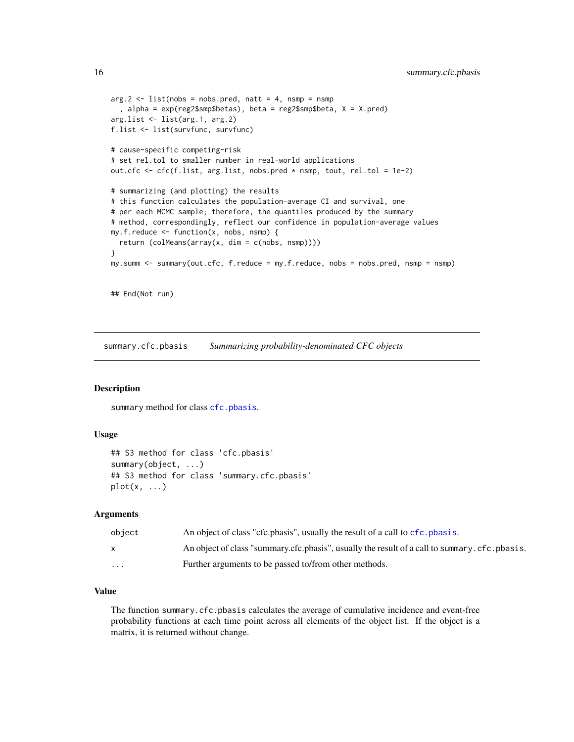```
arg.2 <- list(nobs = nobs.pred, natt = 4, nsmp = nsmp
  , alpha = exp(reg2$smp$betas), beta = reg2$smp$beta, X = X.pred)
arg.list <- list(arg.1, arg.2)
f.list <- list(survfunc, survfunc)

# cause-specific competing-risk
# set rel.tol to smaller number in real-world applications
out.cfc <- cfc(f.list, arg.list, nobs.pred * nsmp, tout, rel.tol = 1e-2)

# summarizing (and plotting) the results
# this function calculates the population-average CI and survival, one
# per each MCMC sample; therefore, the quantiles produced by the summary
# method, correspondingly, reflect our confidence in population-average values
my.f.reduce <- function(x, nobs, nsmp) {
  return (colMeans(array(x, dim = c(nobs, nsmp))))
}
my.summ <- summary(out.cfc, f.reduce = my.f.reduce, nobs = nobs.pred, nsmp = nsmp)


## End(Not run)
```

---

## summary.cfc.pbasis — *Summarizing probability-denominated CFC objects*

### Description

`summary` method for class `cfc.pbasis`.

### Usage

```
## S3 method for class 'cfc.pbasis'
summary(object, ...)
## S3 method for class 'summary.cfc.pbasis'
plot(x, ...)
```

### Arguments

| | |
|---|---|
| `object` | An object of class "cfc.pbasis", usually the result of a call to `cfc.pbasis`. |
| `x` | An object of class "summary.cfc.pbasis", usually the result of a call to `summary.cfc.pbasis`. |
| `...` | Further arguments to be passed to/from other methods. |

### Value

The function `summary.cfc.pbasis` calculates the average of cumulative incidence and event-free probability functions at each time point across all elements of the object list. If the object is a matrix, it is returned without change.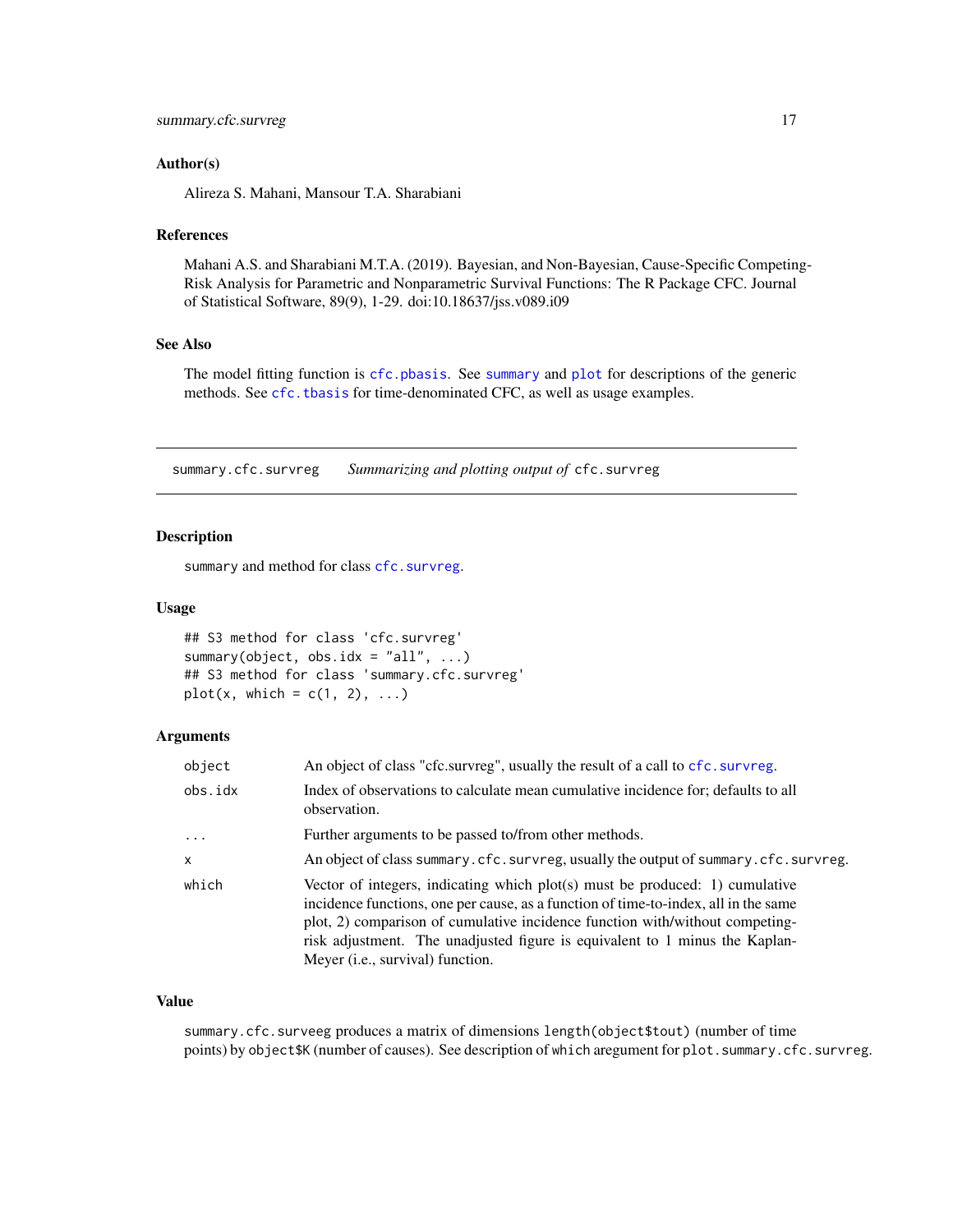### Author(s)

Alireza S. Mahani, Mansour T.A. Sharabiani

### References

Mahani A.S. and Sharabiani M.T.A. (2019). Bayesian, and Non-Bayesian, Cause-Specific Competing-Risk Analysis for Parametric and Nonparametric Survival Functions: The R Package CFC. Journal of Statistical Software, 89(9), 1-29. doi:10.18637/jss.v089.i09

### See Also

The model fitting function is `cfc.pbasis`. See `summary` and `plot` for descriptions of the generic methods. See `cfc.tbasis` for time-denominated CFC, as well as usage examples.

---

## summary.cfc.survreg — *Summarizing and plotting output of* `cfc.survreg`

### Description

`summary` and method for class `cfc.survreg`.

### Usage

```
## S3 method for class 'cfc.survreg'
summary(object, obs.idx = "all", ...)
## S3 method for class 'summary.cfc.survreg'
plot(x, which = c(1, 2), ...)
```

### Arguments

| | |
|---|---|
| `object` | An object of class "cfc.survreg", usually the result of a call to `cfc.survreg`. |
| `obs.idx` | Index of observations to calculate mean cumulative incidence for; defaults to all observation. |
| `...` | Further arguments to be passed to/from other methods. |
| `x` | An object of class `summary.cfc.survreg`, usually the output of `summary.cfc.survreg`. |
| `which` | Vector of integers, indicating which plot(s) must be produced: 1) cumulative incidence functions, one per cause, as a function of time-to-index, all in the same plot, 2) comparison of cumulative incidence function with/without competing-risk adjustment. The unadjusted figure is equivalent to 1 minus the Kaplan-Meyer (i.e., survival) function. |

### Value

`summary.cfc.surveeg` produces a matrix of dimensions `length(object$tout)` (number of time points) by `object$K` (number of causes). See description of `which` aregument for `plot.summary.cfc.survreg`.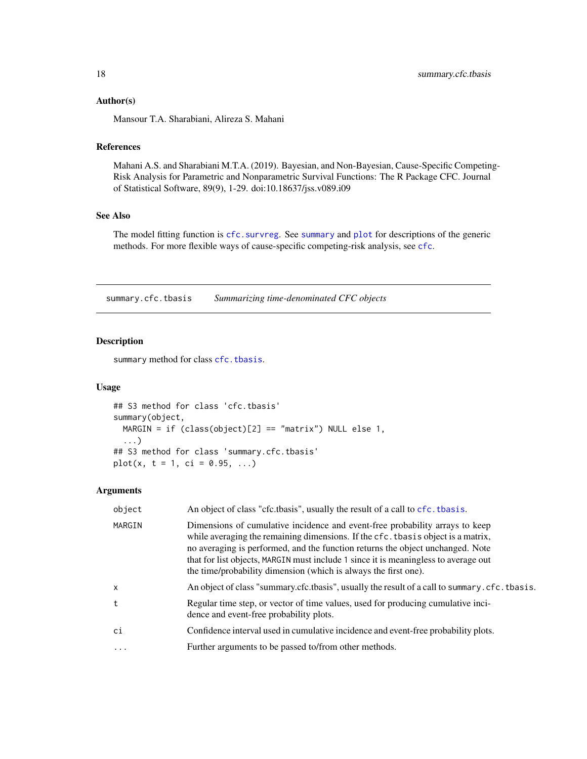### Author(s)

Mansour T.A. Sharabiani, Alireza S. Mahani

### References

Mahani A.S. and Sharabiani M.T.A. (2019). Bayesian, and Non-Bayesian, Cause-Specific Competing-Risk Analysis for Parametric and Nonparametric Survival Functions: The R Package CFC. Journal of Statistical Software, 89(9), 1-29. doi:10.18637/jss.v089.i09

### See Also

The model fitting function is `cfc.survreg`. See `summary` and `plot` for descriptions of the generic methods. For more flexible ways of cause-specific competing-risk analysis, see `cfc`.

---

## summary.cfc.tbasis — *Summarizing time-denominated CFC objects*

### Description

`summary` method for class `cfc.tbasis`.

### Usage

```
## S3 method for class 'cfc.tbasis'
summary(object,
  MARGIN = if (class(object)[2] == "matrix") NULL else 1,
  ...)
## S3 method for class 'summary.cfc.tbasis'
plot(x, t = 1, ci = 0.95, ...)
```

### Arguments

| | |
|---|---|
| `object` | An object of class "cfc.tbasis", usually the result of a call to `cfc.tbasis`. |
| `MARGIN` | Dimensions of cumulative incidence and event-free probability arrays to keep while averaging the remaining dimensions. If the `cfc.tbasis` object is a matrix, no averaging is performed, and the function returns the object unchanged. Note that for list objects, `MARGIN` must include `1` since it is meaningless to average out the time/probability dimension (which is always the first one). |
| `x` | An object of class "summary.cfc.tbasis", usually the result of a call to `summary.cfc.tbasis`. |
| `t` | Regular time step, or vector of time values, used for producing cumulative incidence and event-free probability plots. |
| `ci` | Confidence interval used in cumulative incidence and event-free probability plots. |
| `...` | Further arguments to be passed to/from other methods. |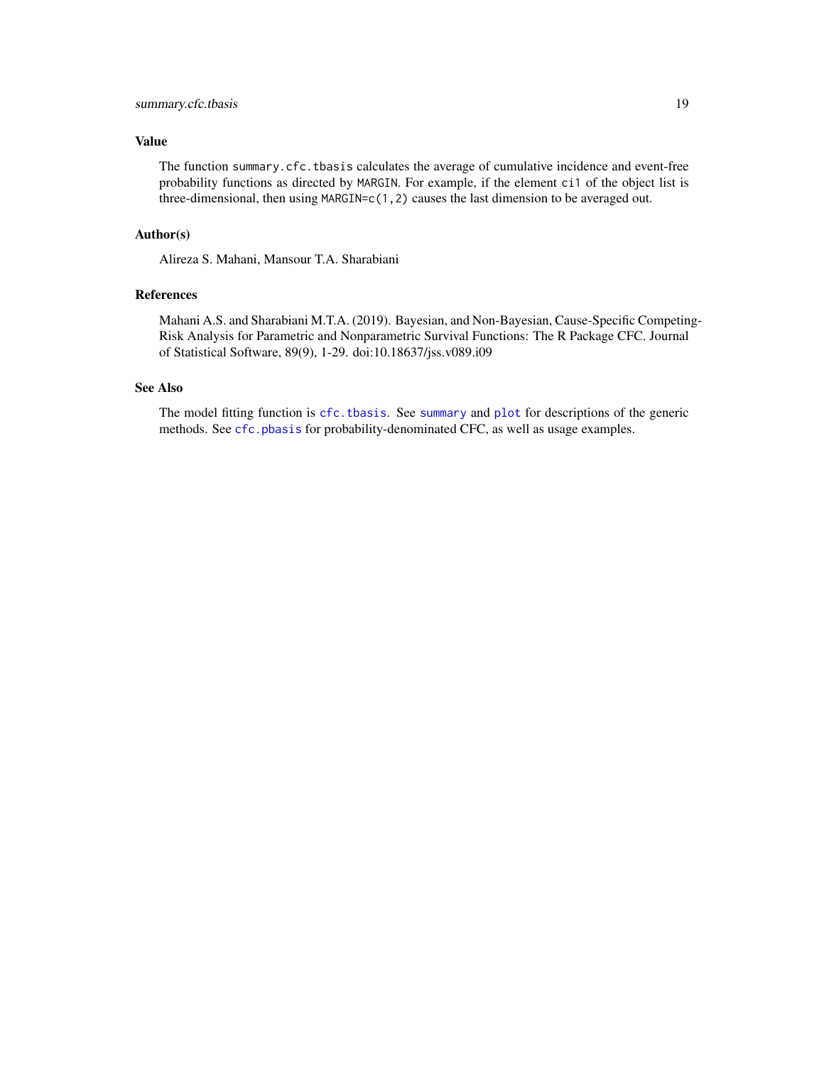### Value

The function `summary.cfc.tbasis` calculates the average of cumulative incidence and event-free probability functions as directed by `MARGIN`. For example, if the element `ci1` of the object list is three-dimensional, then using `MARGIN=c(1,2)` causes the last dimension to be averaged out.

### Author(s)

Alireza S. Mahani, Mansour T.A. Sharabiani

### References

Mahani A.S. and Sharabiani M.T.A. (2019). Bayesian, and Non-Bayesian, Cause-Specific Competing-Risk Analysis for Parametric and Nonparametric Survival Functions: The R Package CFC. Journal of Statistical Software, 89(9), 1-29. doi:10.18637/jss.v089.i09

### See Also

The model fitting function is `cfc.tbasis`. See `summary` and `plot` for descriptions of the generic methods. See `cfc.pbasis` for probability-denominated CFC, as well as usage examples.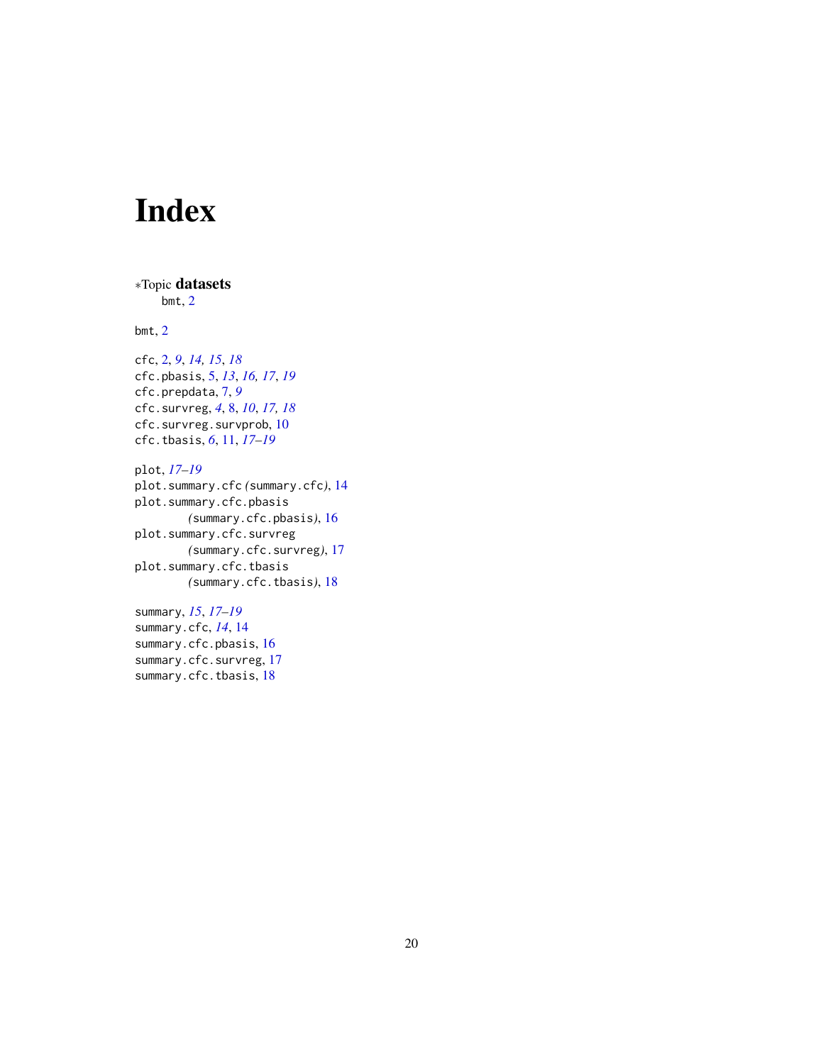# Index

*Topic **datasets**
    bmt, 2

bmt, 2

cfc, 2, *9*, *14, 15*, *18*
cfc.pbasis, 5, *13*, *16, 17*, *19*
cfc.prepdata, 7, *9*
cfc.survreg, *4*, 8, *10*, *17, 18*
cfc.survreg.survprob, 10
cfc.tbasis, *6*, 11, *17–19*

plot, *17–19*
plot.summary.cfc *(*summary.cfc*)*, 14
plot.summary.cfc.pbasis
    *(*summary.cfc.pbasis*)*, 16
plot.summary.cfc.survreg
    *(*summary.cfc.survreg*)*, 17
plot.summary.cfc.tbasis
    *(*summary.cfc.tbasis*)*, 18

summary, *15*, *17–19*
summary.cfc, *14*, 14
summary.cfc.pbasis, 16
summary.cfc.survreg, 17
summary.cfc.tbasis, 18